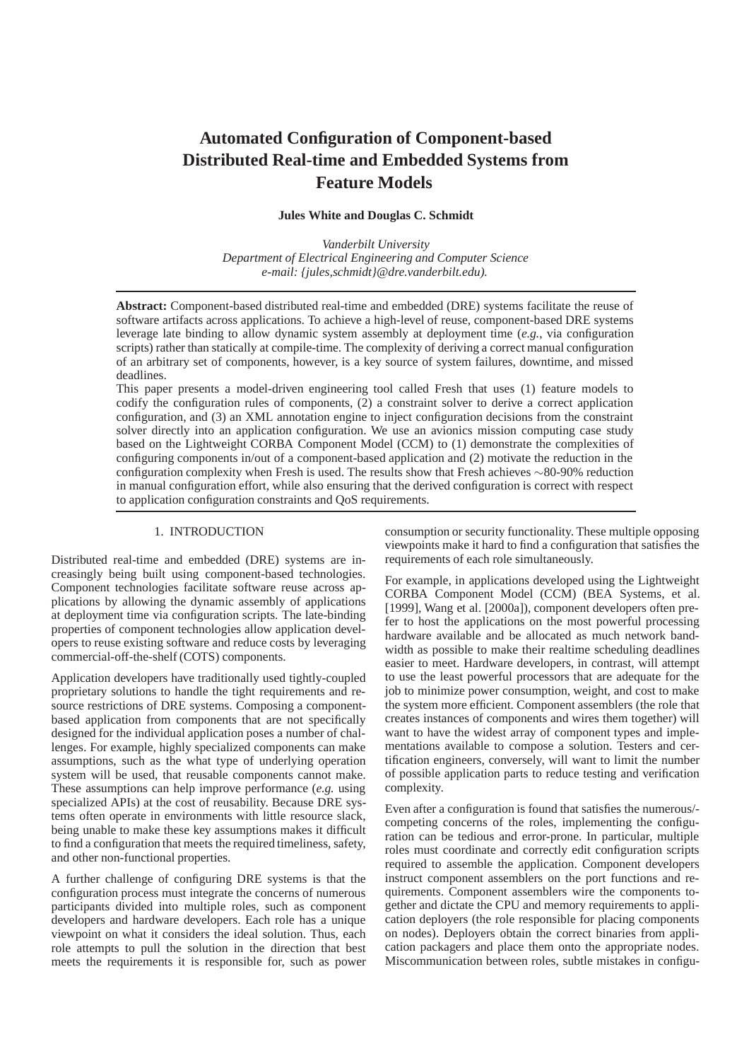# Automated Configuration of Component-based Distributed Real-time and Embedded Systems from Feature Models

**Jules White and Douglas C. Schmidt**

*Vanderbilt University*
*Department of Electrical Engineering and Computer Science*
*e-mail: {jules,schmidt}@dre.vanderbilt.edu).*

---

**Abstract:** Component-based distributed real-time and embedded (DRE) systems facilitate the reuse of software artifacts across applications. To achieve a high-level of reuse, component-based DRE systems leverage late binding to allow dynamic system assembly at deployment time (*e.g.*, via configuration scripts) rather than statically at compile-time. The complexity of deriving a correct manual configuration of an arbitrary set of components, however, is a key source of system failures, downtime, and missed deadlines.

This paper presents a model-driven engineering tool called Fresh that uses (1) feature models to codify the configuration rules of components, (2) a constraint solver to derive a correct application configuration, and (3) an XML annotation engine to inject configuration decisions from the constraint solver directly into an application configuration. We use an avionics mission computing case study based on the Lightweight CORBA Component Model (CCM) to (1) demonstrate the complexities of configuring components in/out of a component-based application and (2) motivate the reduction in the configuration complexity when Fresh is used. The results show that Fresh achieves ∼80-90% reduction in manual configuration effort, while also ensuring that the derived configuration is correct with respect to application configuration constraints and QoS requirements.

---

## 1. INTRODUCTION

Distributed real-time and embedded (DRE) systems are increasingly being built using component-based technologies. Component technologies facilitate software reuse across applications by allowing the dynamic assembly of applications at deployment time via configuration scripts. The late-binding properties of component technologies allow application developers to reuse existing software and reduce costs by leveraging commercial-off-the-shelf (COTS) components.

Application developers have traditionally used tightly-coupled proprietary solutions to handle the tight requirements and resource restrictions of DRE systems. Composing a component-based application from components that are not specifically designed for the individual application poses a number of challenges. For example, highly specialized components can make assumptions, such as the what type of underlying operation system will be used, that reusable components cannot make. These assumptions can help improve performance (*e.g.* using specialized APIs) at the cost of reusability. Because DRE systems often operate in environments with little resource slack, being unable to make these key assumptions makes it difficult to find a configuration that meets the required timeliness, safety, and other non-functional properties.

A further challenge of configuring DRE systems is that the configuration process must integrate the concerns of numerous participants divided into multiple roles, such as component developers and hardware developers. Each role has a unique viewpoint on what it considers the ideal solution. Thus, each role attempts to pull the solution in the direction that best meets the requirements it is responsible for, such as power consumption or security functionality. These multiple opposing viewpoints make it hard to find a configuration that satisfies the requirements of each role simultaneously.

For example, in applications developed using the Lightweight CORBA Component Model (CCM) (BEA Systems, et al. [1999], Wang et al. [2000a]), component developers often prefer to host the applications on the most powerful processing hardware available and be allocated as much network bandwidth as possible to make their realtime scheduling deadlines easier to meet. Hardware developers, in contrast, will attempt to use the least powerful processors that are adequate for the job to minimize power consumption, weight, and cost to make the system more efficient. Component assemblers (the role that creates instances of components and wires them together) will want to have the widest array of component types and implementations available to compose a solution. Testers and certification engineers, conversely, will want to limit the number of possible application parts to reduce testing and verification complexity.

Even after a configuration is found that satisfies the numerous/-competing concerns of the roles, implementing the configuration can be tedious and error-prone. In particular, multiple roles must coordinate and correctly edit configuration scripts required to assemble the application. Component developers instruct component assemblers on the port functions and requirements. Component assemblers wire the components together and dictate the CPU and memory requirements to application deployers (the role responsible for placing components on nodes). Deployers obtain the correct binaries from application packagers and place them onto the appropriate nodes. Miscommunication between roles, subtle mistakes in configu-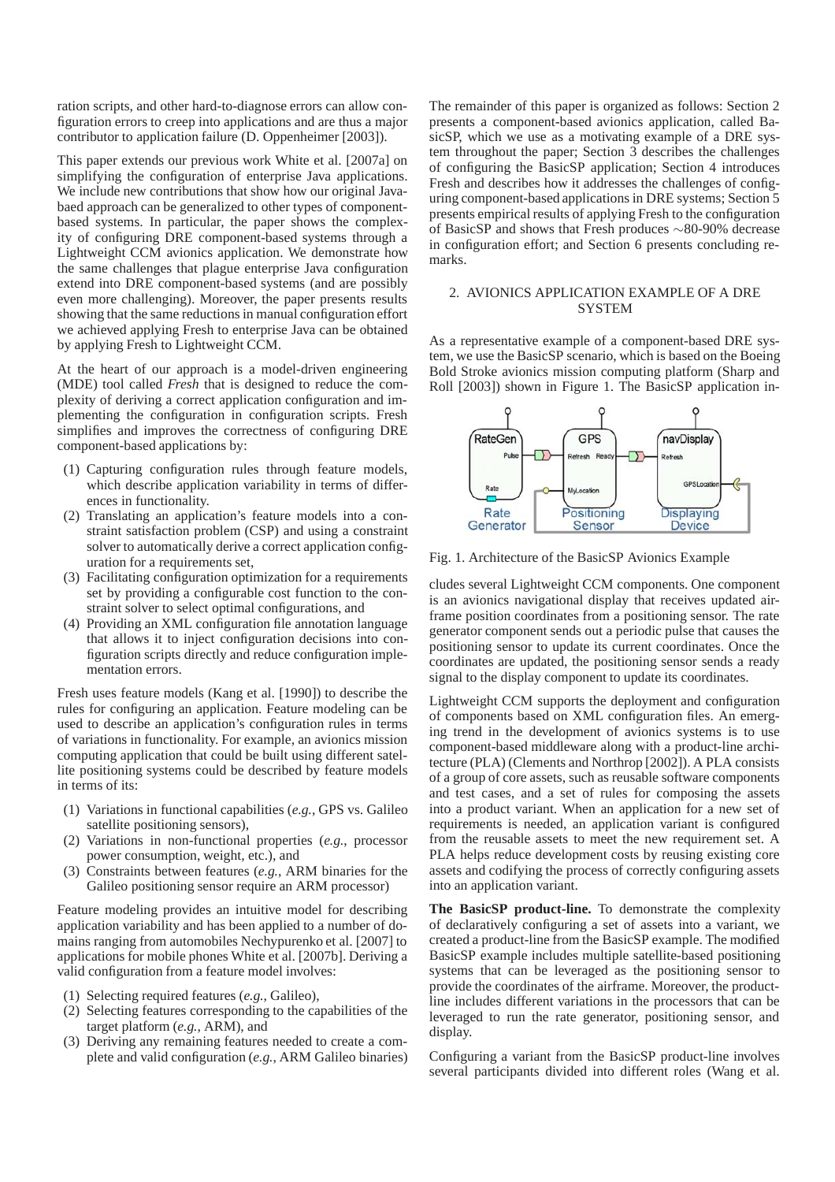ration scripts, and other hard-to-diagnose errors can allow configuration errors to creep into applications and are thus a major contributor to application failure (D. Oppenheimer [2003]).

This paper extends our previous work White et al. [2007a] on simplifying the configuration of enterprise Java applications. We include new contributions that show how our original Java-baed approach can be generalized to other types of component-based systems. In particular, the paper shows the complexity of configuring DRE component-based systems through a Lightweight CCM avionics application. We demonstrate how the same challenges that plague enterprise Java configuration extend into DRE component-based systems (and are possibly even more challenging). Moreover, the paper presents results showing that the same reductions in manual configuration effort we achieved applying Fresh to enterprise Java can be obtained by applying Fresh to Lightweight CCM.

At the heart of our approach is a model-driven engineering (MDE) tool called *Fresh* that is designed to reduce the complexity of deriving a correct application configuration and implementing the configuration in configuration scripts. Fresh simplifies and improves the correctness of configuring DRE component-based applications by:

(1) Capturing configuration rules through feature models, which describe application variability in terms of differences in functionality.
(2) Translating an application's feature models into a constraint satisfaction problem (CSP) and using a constraint solver to automatically derive a correct application configuration for a requirements set,
(3) Facilitating configuration optimization for a requirements set by providing a configurable cost function to the constraint solver to select optimal configurations, and
(4) Providing an XML configuration file annotation language that allows it to inject configuration decisions into configuration scripts directly and reduce configuration implementation errors.

Fresh uses feature models (Kang et al. [1990]) to describe the rules for configuring an application. Feature modeling can be used to describe an application's configuration rules in terms of variations in functionality. For example, an avionics mission computing application that could be built using different satellite positioning systems could be described by feature models in terms of its:

(1) Variations in functional capabilities (*e.g.*, GPS vs. Galileo satellite positioning sensors),
(2) Variations in non-functional properties (*e.g.*, processor power consumption, weight, etc.), and
(3) Constraints between features (*e.g.*, ARM binaries for the Galileo positioning sensor require an ARM processor)

Feature modeling provides an intuitive model for describing application variability and has been applied to a number of domains ranging from automobiles Nechypurenko et al. [2007] to applications for mobile phones White et al. [2007b]. Deriving a valid configuration from a feature model involves:

(1) Selecting required features (*e.g.*, Galileo),
(2) Selecting features corresponding to the capabilities of the target platform (*e.g.*, ARM), and
(3) Deriving any remaining features needed to create a complete and valid configuration (*e.g.*, ARM Galileo binaries)

The remainder of this paper is organized as follows: Section 2 presents a component-based avionics application, called BasicSP, which we use as a motivating example of a DRE system throughout the paper; Section 3 describes the challenges of configuring the BasicSP application; Section 4 introduces Fresh and describes how it addresses the challenges of configuring component-based applications in DRE systems; Section 5 presents empirical results of applying Fresh to the configuration of BasicSP and shows that Fresh produces ∼80-90% decrease in configuration effort; and Section 6 presents concluding remarks.

## 2. AVIONICS APPLICATION EXAMPLE OF A DRE SYSTEM

As a representative example of a component-based DRE system, we use the BasicSP scenario, which is based on the Boeing Bold Stroke avionics mission computing platform (Sharp and Roll [2003]) shown in Figure 1. The BasicSP application includes several Lightweight CCM components. One component is an avionics navigational display that receives updated airframe position coordinates from a positioning sensor. The rate generator component sends out a periodic pulse that causes the positioning sensor to update its current coordinates. Once the coordinates are updated, the positioning sensor sends a ready signal to the display component to update its coordinates.

Fig. 1. Architecture of the BasicSP Avionics Example

Lightweight CCM supports the deployment and configuration of components based on XML configuration files. An emerging trend in the development of avionics systems is to use component-based middleware along with a product-line architecture (PLA) (Clements and Northrop [2002]). A PLA consists of a group of core assets, such as reusable software components and test cases, and a set of rules for composing the assets into a product variant. When an application for a new set of requirements is needed, an application variant is configured from the reusable assets to meet the new requirement set. A PLA helps reduce development costs by reusing existing core assets and codifying the process of correctly configuring assets into an application variant.

**The BasicSP product-line.** To demonstrate the complexity of declaratively configuring a set of assets into a variant, we created a product-line from the BasicSP example. The modified BasicSP example includes multiple satellite-based positioning systems that can be leveraged as the positioning sensor to provide the coordinates of the airframe. Moreover, the product-line includes different variations in the processors that can be leveraged to run the rate generator, positioning sensor, and display.

Configuring a variant from the BasicSP product-line involves several participants divided into different roles (Wang et al.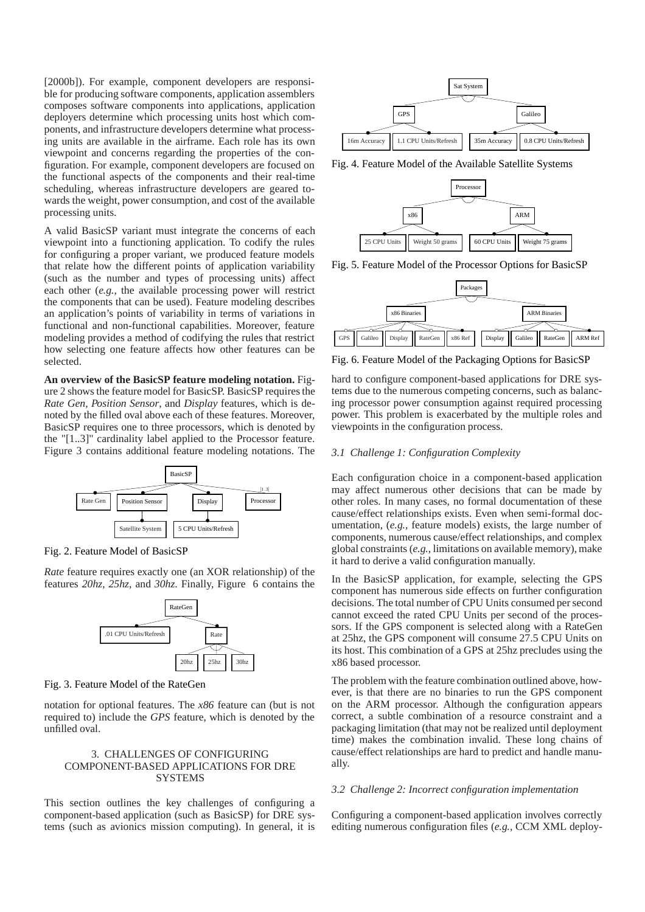[2000b]). For example, component developers are responsible for producing software components, application assemblers composes software components into applications, application deployers determine which processing units host which components, and infrastructure developers determine what processing units are available in the airframe. Each role has its own viewpoint and concerns regarding the properties of the configuration. For example, component developers are focused on the functional aspects of the components and their real-time scheduling, whereas infrastructure developers are geared towards the weight, power consumption, and cost of the available processing units.

A valid BasicSP variant must integrate the concerns of each viewpoint into a functioning application. To codify the rules for configuring a proper variant, we produced feature models that relate how the different points of application variability (such as the number and types of processing units) affect each other (*e.g.*, the available processing power will restrict the components that can be used). Feature modeling describes an application's points of variability in terms of variations in functional and non-functional capabilities. Moreover, feature modeling provides a method of codifying the rules that restrict how selecting one feature affects how other features can be selected.

**An overview of the BasicSP feature modeling notation.** Figure 2 shows the feature model for BasicSP. BasicSP requires the *Rate Gen*, *Position Sensor*, and *Display* features, which is denoted by the filled oval above each of these features. Moreover, BasicSP requires one to three processors, which is denoted by the "[1..3]" cardinality label applied to the Processor feature. Figure 3 contains additional feature modeling notations. The

Fig. 2. Feature Model of BasicSP

*Rate* feature requires exactly one (an XOR relationship) of the features *20hz*, *25hz*, and *30hz*. Finally, Figure 6 contains the

Fig. 3. Feature Model of the RateGen

notation for optional features. The *x86* feature can (but is not required to) include the *GPS* feature, which is denoted by the unfilled oval.

## 3. CHALLENGES OF CONFIGURING COMPONENT-BASED APPLICATIONS FOR DRE SYSTEMS

This section outlines the key challenges of configuring a component-based application (such as BasicSP) for DRE systems (such as avionics mission computing). In general, it is hard to configure component-based applications for DRE systems due to the numerous competing concerns, such as balancing processor power consumption against required processing power. This problem is exacerbated by the multiple roles and viewpoints in the configuration process.

Fig. 4. Feature Model of the Available Satellite Systems

Fig. 5. Feature Model of the Processor Options for BasicSP

Fig. 6. Feature Model of the Packaging Options for BasicSP

### *3.1 Challenge 1: Configuration Complexity*

Each configuration choice in a component-based application may affect numerous other decisions that can be made by other roles. In many cases, no formal documentation of these cause/effect relationships exists. Even when semi-formal documentation, (*e.g.*, feature models) exists, the large number of components, numerous cause/effect relationships, and complex global constraints (*e.g.*, limitations on available memory), make it hard to derive a valid configuration manually.

In the BasicSP application, for example, selecting the GPS component has numerous side effects on further configuration decisions. The total number of CPU Units consumed per second cannot exceed the rated CPU Units per second of the processors. If the GPS component is selected along with a RateGen at 25hz, the GPS component will consume 27.5 CPU Units on its host. This combination of a GPS at 25hz precludes using the x86 based processor.

The problem with the feature combination outlined above, however, is that there are no binaries to run the GPS component on the ARM processor. Although the configuration appears correct, a subtle combination of a resource constraint and a packaging limitation (that may not be realized until deployment time) makes the combination invalid. These long chains of cause/effect relationships are hard to predict and handle manually.

### *3.2 Challenge 2: Incorrect configuration implementation*

Configuring a component-based application involves correctly editing numerous configuration files (*e.g.*, CCM XML deploy-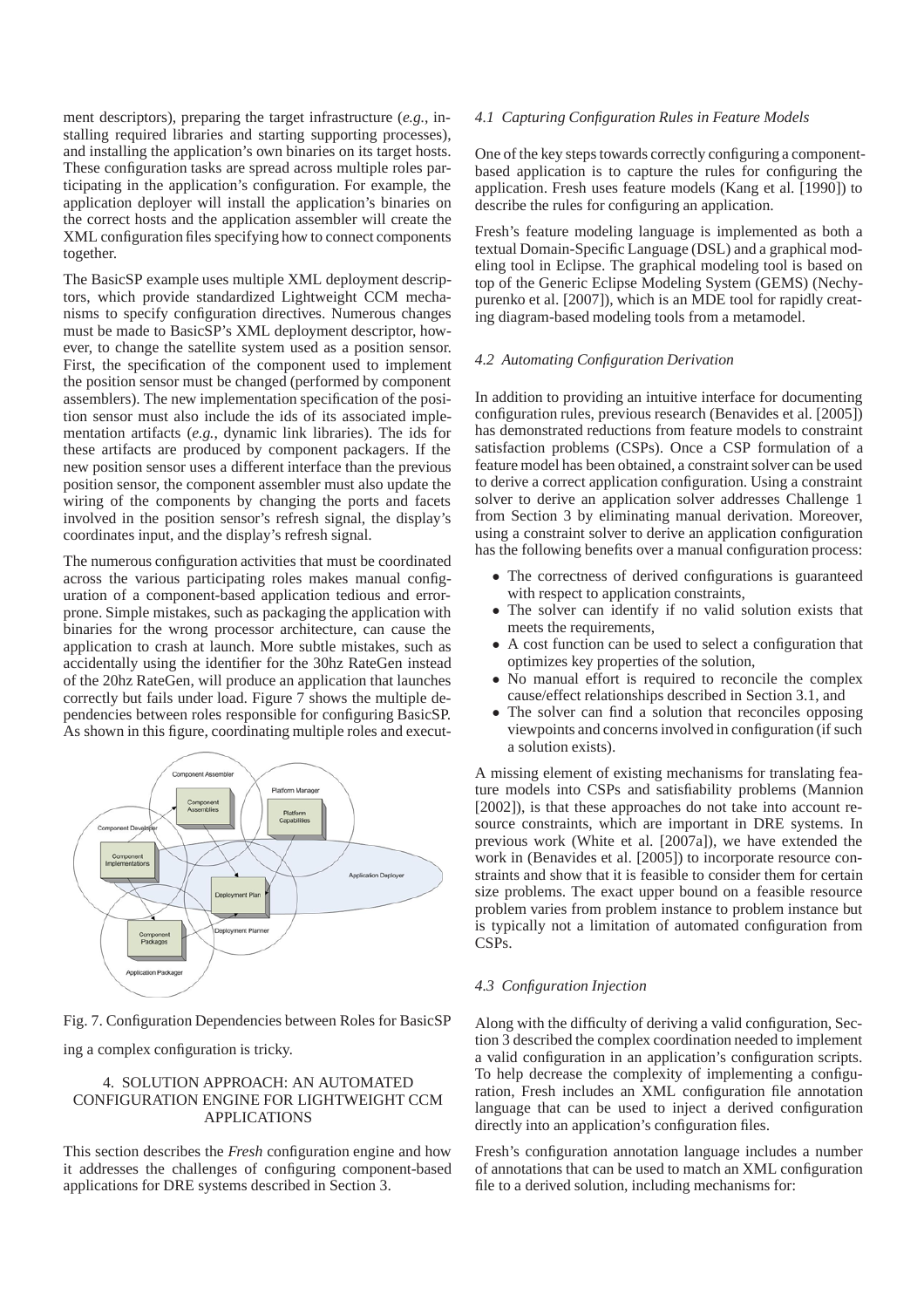ment descriptors), preparing the target infrastructure (*e.g.*, installing required libraries and starting supporting processes), and installing the application's own binaries on its target hosts. These configuration tasks are spread across multiple roles participating in the application's configuration. For example, the application deployer will install the application's binaries on the correct hosts and the application assembler will create the XML configuration files specifying how to connect components together.

The BasicSP example uses multiple XML deployment descriptors, which provide standardized Lightweight CCM mechanisms to specify configuration directives. Numerous changes must be made to BasicSP's XML deployment descriptor, however, to change the satellite system used as a position sensor. First, the specification of the component used to implement the position sensor must be changed (performed by component assemblers). The new implementation specification of the position sensor must also include the ids of its associated implementation artifacts (*e.g.*, dynamic link libraries). The ids for these artifacts are produced by component packagers. If the new position sensor uses a different interface than the previous position sensor, the component assembler must also update the wiring of the components by changing the ports and facets involved in the position sensor's refresh signal, the display's coordinates input, and the display's refresh signal.

The numerous configuration activities that must be coordinated across the various participating roles makes manual configuration of a component-based application tedious and error-prone. Simple mistakes, such as packaging the application with binaries for the wrong processor architecture, can cause the application to crash at launch. More subtle mistakes, such as accidentally using the identifier for the 30hz RateGen instead of the 20hz RateGen, will produce an application that launches correctly but fails under load. Figure 7 shows the multiple dependencies between roles responsible for configuring BasicSP. As shown in this figure, coordinating multiple roles and executing a complex configuration is tricky.

Fig. 7. Configuration Dependencies between Roles for BasicSP

## 4. SOLUTION APPROACH: AN AUTOMATED CONFIGURATION ENGINE FOR LIGHTWEIGHT CCM APPLICATIONS

This section describes the *Fresh* configuration engine and how it addresses the challenges of configuring component-based applications for DRE systems described in Section 3.

### *4.1 Capturing Configuration Rules in Feature Models*

One of the key steps towards correctly configuring a component-based application is to capture the rules for configuring the application. Fresh uses feature models (Kang et al. [1990]) to describe the rules for configuring an application.

Fresh's feature modeling language is implemented as both a textual Domain-Specific Language (DSL) and a graphical modeling tool in Eclipse. The graphical modeling tool is based on top of the Generic Eclipse Modeling System (GEMS) (Nechypurenko et al. [2007]), which is an MDE tool for rapidly creating diagram-based modeling tools from a metamodel.

### *4.2 Automating Configuration Derivation*

In addition to providing an intuitive interface for documenting configuration rules, previous research (Benavides et al. [2005]) has demonstrated reductions from feature models to constraint satisfaction problems (CSPs). Once a CSP formulation of a feature model has been obtained, a constraint solver can be used to derive a correct application configuration. Using a constraint solver to derive an application solver addresses Challenge 1 from Section 3 by eliminating manual derivation. Moreover, using a constraint solver to derive an application configuration has the following benefits over a manual configuration process:

- The correctness of derived configurations is guaranteed with respect to application constraints,
- The solver can identify if no valid solution exists that meets the requirements,
- A cost function can be used to select a configuration that optimizes key properties of the solution,
- No manual effort is required to reconcile the complex cause/effect relationships described in Section 3.1, and
- The solver can find a solution that reconciles opposing viewpoints and concerns involved in configuration (if such a solution exists).

A missing element of existing mechanisms for translating feature models into CSPs and satisfiability problems (Mannion [2002]), is that these approaches do not take into account resource constraints, which are important in DRE systems. In previous work (White et al. [2007a]), we have extended the work in (Benavides et al. [2005]) to incorporate resource constraints and show that it is feasible to consider them for certain size problems. The exact upper bound on a feasible resource problem varies from problem instance to problem instance but is typically not a limitation of automated configuration from CSPs.

### *4.3 Configuration Injection*

Along with the difficulty of deriving a valid configuration, Section 3 described the complex coordination needed to implement a valid configuration in an application's configuration scripts. To help decrease the complexity of implementing a configuration, Fresh includes an XML configuration file annotation language that can be used to inject a derived configuration directly into an application's configuration files.

Fresh's configuration annotation language includes a number of annotations that can be used to match an XML configuration file to a derived solution, including mechanisms for: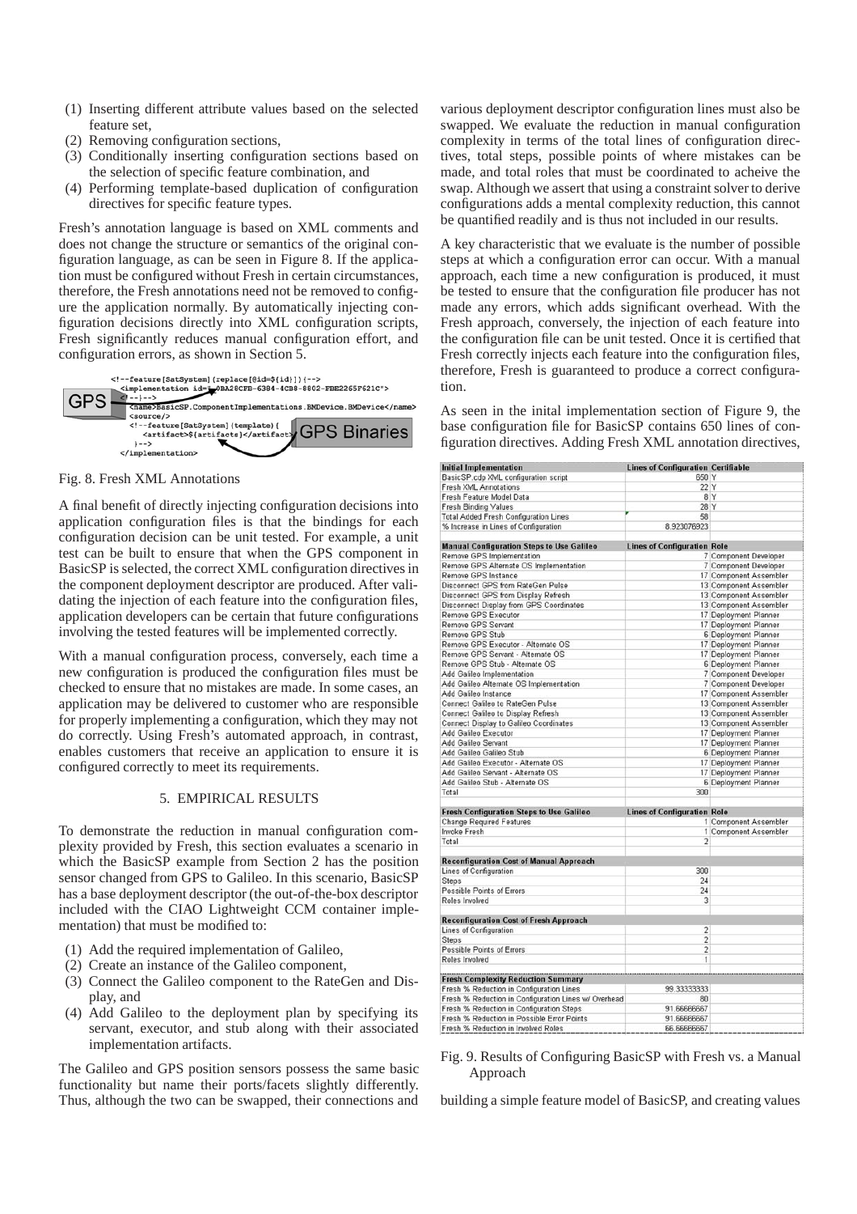(1) Inserting different attribute values based on the selected feature set,
(2) Removing configuration sections,
(3) Conditionally inserting configuration sections based on the selection of specific feature combination, and
(4) Performing template-based duplication of configuration directives for specific feature types.

Fresh's annotation language is based on XML comments and does not change the structure or semantics of the original configuration language, as can be seen in Figure 8. If the application must be configured without Fresh in certain circumstances, therefore, the Fresh annotations need not be removed to configure the application normally. By automatically injecting configuration decisions directly into XML configuration scripts, Fresh significantly reduces manual configuration effort, and configuration errors, as shown in Section 5.

```
<!--feature[SatSystem](replace[@id=${id}]){-->
<implementation id="_0BA28CFB-6384-4CB8-8802-FBE2265F621C">
<!--}-->
<name>BasicSP.ComponentImplementations.BMDevice.BMDevice</name>
<source/>
<!--feature[SatSystem](template){
<artifact>${artifacts}</artifact>
}-->
</implementation>
```

GPS — GPS Binaries

Fig. 8. Fresh XML Annotations

A final benefit of directly injecting configuration decisions into application configuration files is that the bindings for each configuration decision can be unit tested. For example, a unit test can be built to ensure that when the GPS component in BasicSP is selected, the correct XML configuration directives in the component deployment descriptor are produced. After validating the injection of each feature into the configuration files, application developers can be certain that future configurations involving the tested features will be implemented correctly.

With a manual configuration process, conversely, each time a new configuration is produced the configuration files must be checked to ensure that no mistakes are made. In some cases, an application may be delivered to customer who are responsible for properly implementing a configuration, which they may not do correctly. Using Fresh's automated approach, in contrast, enables customers that receive an application to ensure it is configured correctly to meet its requirements.

## 5. EMPIRICAL RESULTS

To demonstrate the reduction in manual configuration complexity provided by Fresh, this section evaluates a scenario in which the BasicSP example from Section 2 has the position sensor changed from GPS to Galileo. In this scenario, BasicSP has a base deployment descriptor (the out-of-the-box descriptor included with the CIAO Lightweight CCM container implementation) that must be modified to:

(1) Add the required implementation of Galileo,
(2) Create an instance of the Galileo component,
(3) Connect the Galileo component to the RateGen and Display, and
(4) Add Galileo to the deployment plan by specifying its servant, executor, and stub along with their associated implementation artifacts.

The Galileo and GPS position sensors possess the same basic functionality but name their ports/facets slightly differently. Thus, although the two can be swapped, their connections and various deployment descriptor configuration lines must also be swapped. We evaluate the reduction in manual configuration complexity in terms of the total lines of configuration directives, total steps, possible points of where mistakes can be made, and total roles that must be coordinated to acheive the swap. Although we assert that using a constraint solver to derive configurations adds a mental complexity reduction, this cannot be quantified readily and is thus not included in our results.

A key characteristic that we evaluate is the number of possible steps at which a configuration error can occur. With a manual approach, each time a new configuration is produced, it must be tested to ensure that the configuration file producer has not made any errors, which adds significant overhead. With the Fresh approach, conversely, the injection of each feature into the configuration file can be unit tested. Once it is certified that Fresh correctly injects each feature into the configuration files, therefore, Fresh is guaranteed to produce a correct configuration.

As seen in the inital implementation section of Figure 9, the base configuration file for BasicSP contains 650 lines of configuration directives. Adding Fresh XML annotation directives,

| Initial Implementation | Lines of Configuration | Certifiable |
|---|---|---|
| BasicSP.cdp XML configuration script | 650 | Y |
| Fresh XML Annotations | 22 | Y |
| Fresh Feature Model Data | 8 | Y |
| Fresh Binding Values | 28 | Y |
| Total Added Fresh Configuration Lines | 58 | |
| % Increase in Lines of Configuration | 8.923076923 | |
| | | |
| **Manual Configuration Steps to Use Galileo** | **Lines of Configuration** | **Role** |
| Remove GPS Implementation | 7 | Component Developer |
| Remove GPS Alternate OS Implementation | 7 | Component Developer |
| Remove GPS Instance | 17 | Component Assembler |
| Disconnect GPS from RateGen Pulse | 13 | Component Assembler |
| Disconnect GPS from Display Refresh | 13 | Component Assembler |
| Disconnect Display from GPS Coordinates | 13 | Component Assembler |
| Remove GPS Executor | 17 | Deployment Planner |
| Remove GPS Servant | 17 | Deployment Planner |
| Remove GPS Stub | 6 | Deployment Planner |
| Remove GPS Executor - Alternate OS | 17 | Deployment Planner |
| Remove GPS Servant - Alternate OS | 17 | Deployment Planner |
| Remove GPS Stub - Alternate OS | 6 | Deployment Planner |
| Add Galileo Implementation | 7 | Component Developer |
| Add Galileo Alternate OS Implementation | 7 | Component Developer |
| Add Galileo Instance | 17 | Component Assembler |
| Connect Galileo to RateGen Pulse | 13 | Component Assembler |
| Connect Galileo to Display Refresh | 13 | Component Assembler |
| Connect Display to Galileo Coordinates | 13 | Component Assembler |
| Add Galileo Executor | 17 | Deployment Planner |
| Add Galileo Servant | 17 | Deployment Planner |
| Add Galileo Galileo Stub | 6 | Deployment Planner |
| Add Galileo Executor - Alternate OS | 17 | Deployment Planner |
| Add Galileo Servant - Alternate OS | 17 | Deployment Planner |
| Add Galileo Stub - Alternate OS | 6 | Deployment Planner |
| Total | 300 | |
| | | |
| **Fresh Configuration Steps to Use Galileo** | **Lines of Configuration** | **Role** |
| Change Required Features | 1 | Component Assembler |
| Invoke Fresh | 1 | Component Assembler |
| Total | 2 | |
| | | |
| **Reconfiguration Cost of Manual Approach** | | |
| Lines of Configuration | 300 | |
| Steps | 24 | |
| Possible Points of Errors | 24 | |
| Roles Involved | 3 | |
| | | |
| **Reconfiguration Cost of Fresh Approach** | | |
| Lines of Configuration | 2 | |
| Steps | 2 | |
| Possible Points of Errors | 2 | |
| Roles Involved | 1 | |
| | | |
| **Fresh Complexity Reduction Summary** | | |
| Fresh % Reduction in Configuration Lines | 99.33333333 | |
| Fresh % Reduction in Configuration Lines w/ Overhead | 80 | |
| Fresh % Reduction in Configuration Steps | 91.66666667 | |
| Fresh % Reduction in Possible Error Points | 91.66666667 | |
| Fresh % Reduction in Involved Roles | 66.66666667 | |

Fig. 9. Results of Configuring BasicSP with Fresh vs. a Manual Approach

building a simple feature model of BasicSP, and creating values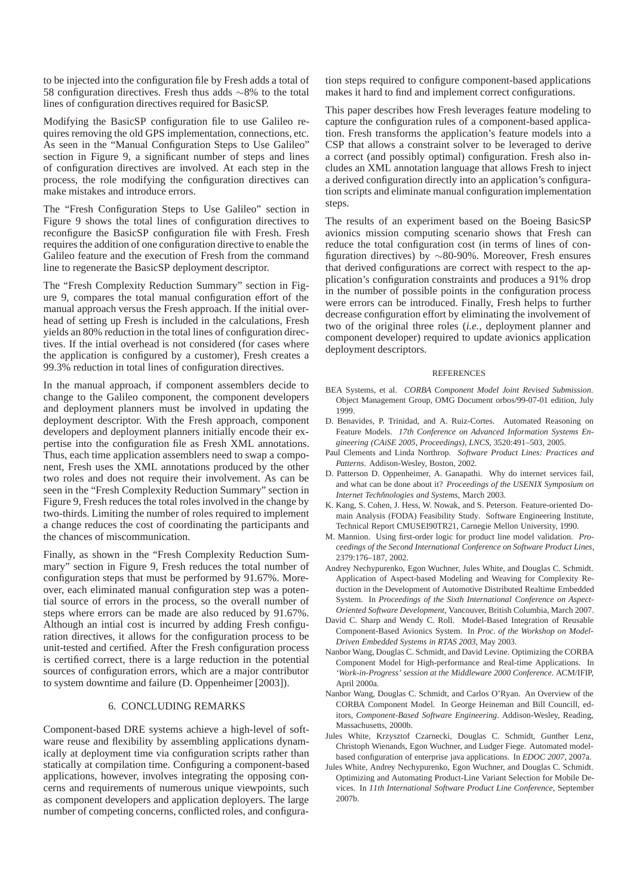to be injected into the configuration file by Fresh adds a total of 58 configuration directives. Fresh thus adds $\sim$8% to the total lines of configuration directives required for BasicSP.

Modifying the BasicSP configuration file to use Galileo requires removing the old GPS implementation, connections, etc. As seen in the "Manual Configuration Steps to Use Galileo" section in Figure 9, a significant number of steps and lines of configuration directives are involved. At each step in the process, the role modifying the configuration directives can make mistakes and introduce errors.

The "Fresh Configuration Steps to Use Galileo" section in Figure 9 shows the total lines of configuration directives to reconfigure the BasicSP configuration file with Fresh. Fresh requires the addition of one configuration directive to enable the Galileo feature and the execution of Fresh from the command line to regenerate the BasicSP deployment descriptor.

The "Fresh Complexity Reduction Summary" section in Figure 9, compares the total manual configuration effort of the manual approach versus the Fresh approach. If the initial overhead of setting up Fresh is included in the calculations, Fresh yields an 80% reduction in the total lines of configuration directives. If the intial overhead is not considered (for cases where the application is configured by a customer), Fresh creates a 99.3% reduction in total lines of configuration directives.

In the manual approach, if component assemblers decide to change to the Galileo component, the component developers and deployment planners must be involved in updating the deployment descriptor. With the Fresh approach, component developers and deployment planners initially encode their expertise into the configuration file as Fresh XML annotations. Thus, each time application assemblers need to swap a component, Fresh uses the XML annotations produced by the other two roles and does not require their involvement. As can be seen in the "Fresh Complexity Reduction Summary" section in Figure 9, Fresh reduces the total roles involved in the change by two-thirds. Limiting the number of roles required to implement a change reduces the cost of coordinating the participants and the chances of miscommunication.

Finally, as shown in the "Fresh Complexity Reduction Summary" section in Figure 9, Fresh reduces the total number of configuration steps that must be performed by 91.67%. Moreover, each eliminated manual configuration step was a potential source of errors in the process, so the overall number of steps where errors can be made are also reduced by 91.67%. Although an intial cost is incurred by adding Fresh configuration directives, it allows for the configuration process to be unit-tested and certified. After the Fresh configuration process is certified correct, there is a large reduction in the potential sources of configuration errors, which are a major contributor to system downtime and failure (D. Oppenheimer [2003]).

## 6. CONCLUDING REMARKS

Component-based DRE systems achieve a high-level of software reuse and flexibility by assembling applications dynamically at deployment time via configuration scripts rather than statically at compilation time. Configuring a component-based applications, however, involves integrating the opposing concerns and requirements of numerous unique viewpoints, such as component developers and application deployers. The large number of competing concerns, conflicted roles, and configuration steps required to configure component-based applications makes it hard to find and implement correct configurations.

This paper describes how Fresh leverages feature modeling to capture the configuration rules of a component-based application. Fresh transforms the application's feature models into a CSP that allows a constraint solver to be leveraged to derive a correct (and possibly optimal) configuration. Fresh also includes an XML annotation language that allows Fresh to inject a derived configuration directly into an application's configuration scripts and eliminate manual configuration implementation steps.

The results of an experiment based on the Boeing BasicSP avionics mission computing scenario shows that Fresh can reduce the total configuration cost (in terms of lines of configuration directives) by $\sim$80-90%. Moreover, Fresh ensures that derived configurations are correct with respect to the application's configuration constraints and produces a 91% drop in the number of possible points in the configuration process were errors can be introduced. Finally, Fresh helps to further decrease configuration effort by eliminating the involvement of two of the original three roles (*i.e.*, deployment planner and component developer) required to update avionics application deployment descriptors.

## REFERENCES

BEA Systems, et al. *CORBA Component Model Joint Revised Submission*. Object Management Group, OMG Document orbos/99-07-01 edition, July 1999.

D. Benavides, P. Trinidad, and A. Ruiz-Cortes. Automated Reasoning on Feature Models. *17th Conference on Advanced Information Systems Engineering (CAiSE 2005, Proceedings), LNCS*, 3520:491–503, 2005.

Paul Clements and Linda Northrop. *Software Product Lines: Practices and Patterns*. Addison-Wesley, Boston, 2002.

D. Patterson D. Oppenheimer, A. Ganapathi. Why do internet services fail, and what can be done about it? *Proceedings of the USENIX Symposium on Internet Techinologies and Systems*, March 2003.

K. Kang, S. Cohen, J. Hess, W. Nowak, and S. Peterson. Feature-oriented Domain Analysis (FODA) Feasibility Study. Software Engineering Institute, Technical Report CMUSEI90TR21, Carnegie Mellon University, 1990.

M. Mannion. Using first-order logic for product line model validation. *Proceedings of the Second International Conference on Software Product Lines*, 2379:176–187, 2002.

Andrey Nechypurenko, Egon Wuchner, Jules White, and Douglas C. Schmidt. Application of Aspect-based Modeling and Weaving for Complexity Reduction in the Development of Automotive Distributed Realtime Embedded System. In *Proceedings of the Sixth International Conference on Aspect-Oriented Software Development*, Vancouver, British Columbia, March 2007.

David C. Sharp and Wendy C. Roll. Model-Based Integration of Reusable Component-Based Avionics System. In *Proc. of the Workshop on Model-Driven Embedded Systems in RTAS 2003*, May 2003.

Nanbor Wang, Douglas C. Schmidt, and David Levine. Optimizing the CORBA Component Model for High-performance and Real-time Applications. In *'Work-in-Progress' session at the Middleware 2000 Conference*. ACM/IFIP, April 2000a.

Nanbor Wang, Douglas C. Schmidt, and Carlos O'Ryan. An Overview of the CORBA Component Model. In George Heineman and Bill Councill, editors, *Component-Based Software Engineering*. Addison-Wesley, Reading, Massachusetts, 2000b.

Jules White, Krzysztof Czarnecki, Douglas C. Schmidt, Gunther Lenz, Christoph Wienands, Egon Wuchner, and Ludger Fiege. Automated model-based configuration of enterprise java applications. In *EDOC 2007*, 2007a.

Jules White, Andrey Nechypurenko, Egon Wuchner, and Douglas C. Schmidt. Optimizing and Automating Product-Line Variant Selection for Mobile Devices. In *11th International Software Product Line Conference*, September 2007b.